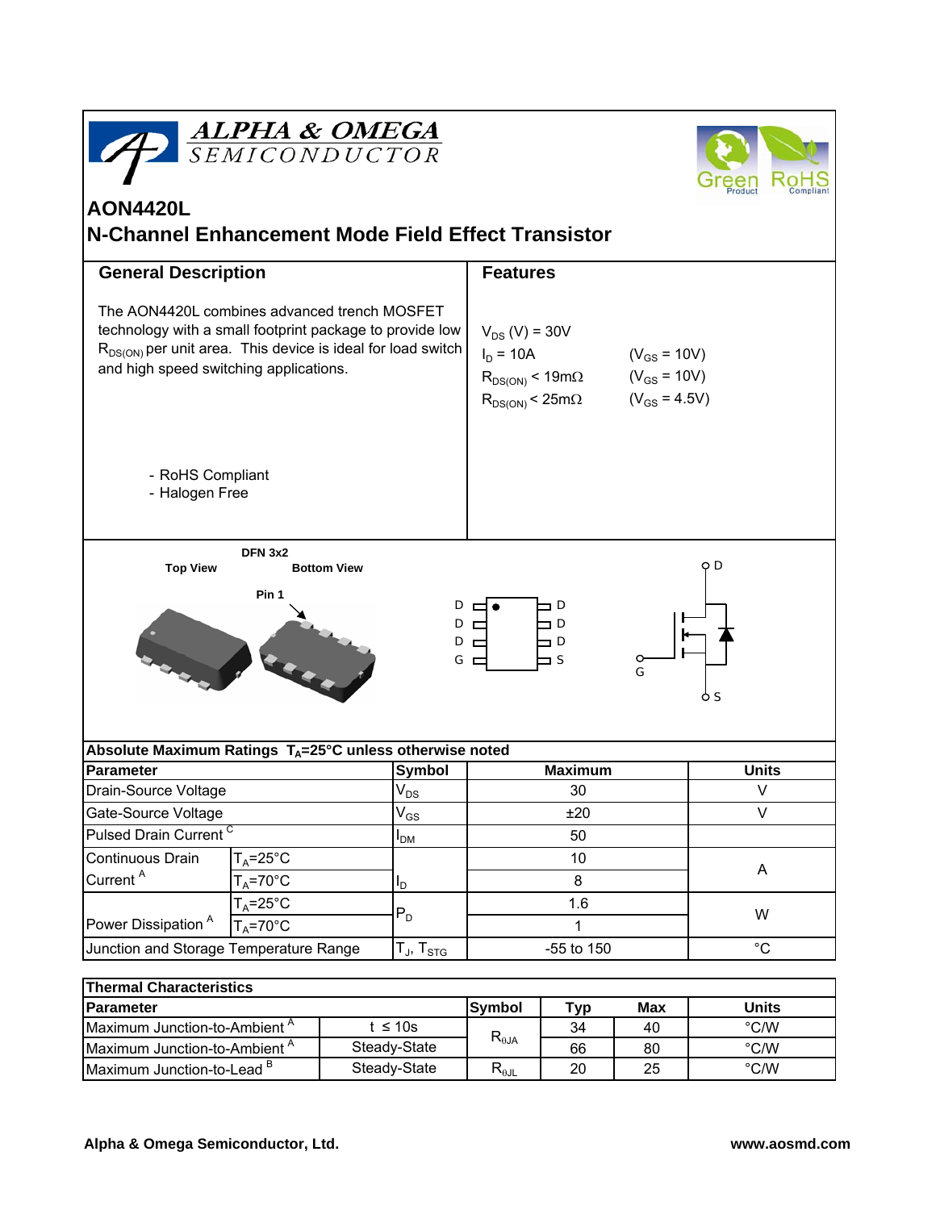# AON4420L

## N-Channel Enhancement Mode Field Effect Transistor

### General Description

The AON4420L combines advanced trench MOSFET technology with a small footprint package to provide low $R_{DS(ON)}$ per unit area. This device is ideal for load switch and high speed switching applications.

- RoHS Compliant
- Halogen Free

### Features

$V_{DS}$ (V) = 30V

$I_D$ = 10A ($V_{GS}$ = 10V)

$R_{DS(ON)}$ < 19mΩ ($V_{GS}$ = 10V)

$R_{DS(ON)}$ < 25mΩ ($V_{GS}$ = 4.5V)

DFN 3x2

Top View

Bottom View

Pin 1

D D D G

D D D S

D

G

S

| Absolute Maximum Ratings $T_A$=25°C unless otherwise noted | | | | |
|---|---|---|---|---|
| **Parameter** | | **Symbol** | **Maximum** | **Units** |
| Drain-Source Voltage | | $V_{DS}$ | 30 | V |
| Gate-Source Voltage | | $V_{GS}$ | ±20 | V |
| Pulsed Drain Current [C] | | $I_{DM}$ | 50 | |
| Continuous Drain Current [A] | $T_A$=25°C | $I_D$ | 10 | A |
| | $T_A$=70°C | | 8 | |
| Power Dissipation [A] | $T_A$=25°C | $P_D$ | 1.6 | W |
| | $T_A$=70°C | | 1 | |
| Junction and Storage Temperature Range | | $T_J$, $T_{STG}$ | -55 to 150 | °C |

| Thermal Characteristics | | | | | |
|---|---|---|---|---|---|
| **Parameter** | | **Symbol** | **Typ** | **Max** | **Units** |
| Maximum Junction-to-Ambient [A] | t ≤ 10s | $R_{\theta JA}$ | 34 | 40 | °C/W |
| Maximum Junction-to-Ambient [A] | Steady-State | | 66 | 80 | °C/W |
| Maximum Junction-to-Lead [B] | Steady-State | $R_{\theta JL}$ | 20 | 25 | °C/W |

Alpha & Omega Semiconductor, Ltd. www.aosmd.com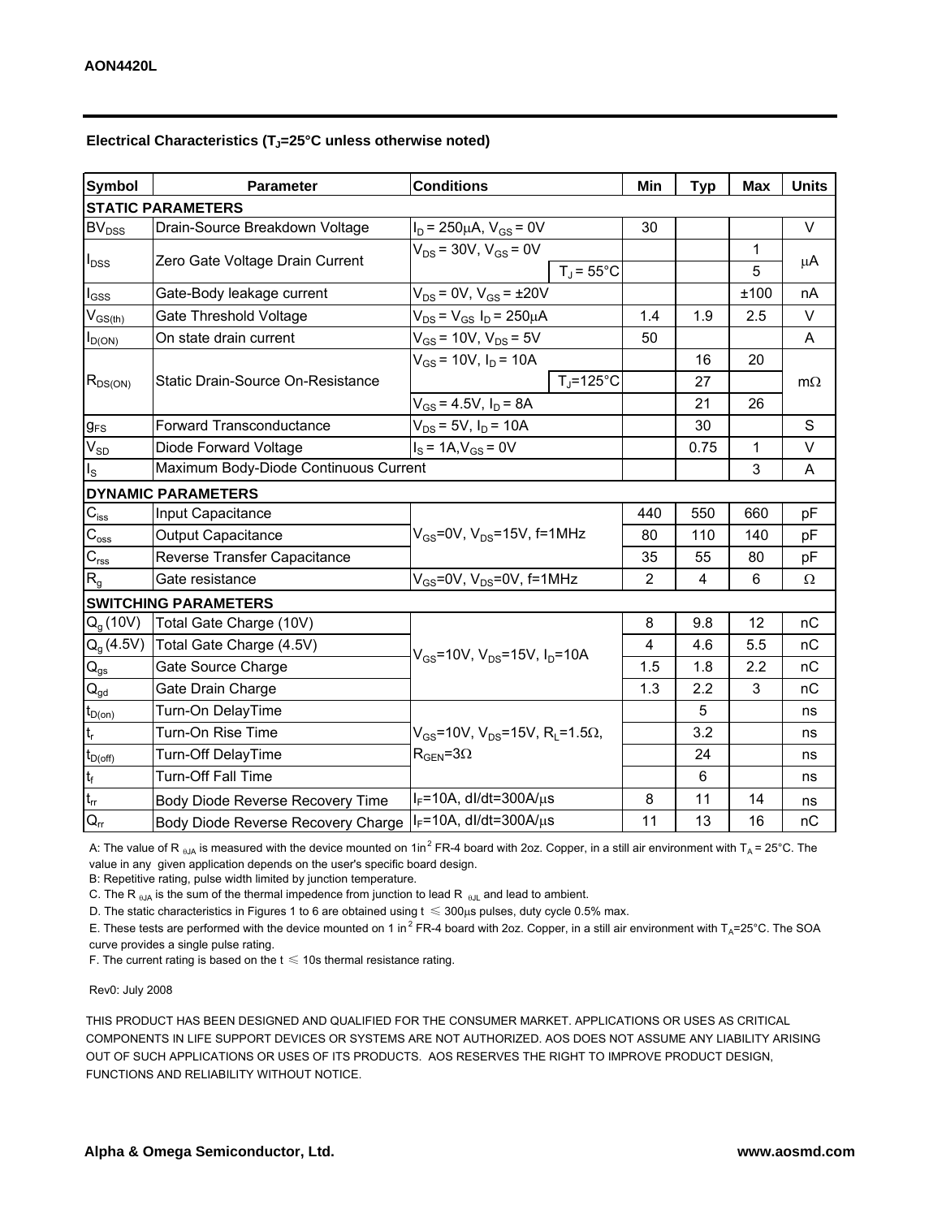**Electrical Characteristics ($T_J$=25°C unless otherwise noted)**

| Symbol | Parameter | Conditions | | Min | Typ | Max | Units |
|---|---|---|---|---|---|---|---|
| **STATIC PARAMETERS** | | | | | | | |
| $BV_{DSS}$ | Drain-Source Breakdown Voltage | $I_D$ = 250µA, $V_{GS}$ = 0V | | 30 | | | V |
| $I_{DSS}$ | Zero Gate Voltage Drain Current | $V_{DS}$ = 30V, $V_{GS}$ = 0V | | | | 1 | µA |
| | | | $T_J$ = 55°C | | | 5 | |
| $I_{GSS}$ | Gate-Body leakage current | $V_{DS}$ = 0V, $V_{GS}$ = ±20V | | | | ±100 | nA |
| $V_{GS(th)}$ | Gate Threshold Voltage | $V_{DS}$ = $V_{GS}$ $I_D$ = 250µA | | 1.4 | 1.9 | 2.5 | V |
| $I_{D(ON)}$ | On state drain current | $V_{GS}$ = 10V, $V_{DS}$ = 5V | | 50 | | | A |
| $R_{DS(ON)}$ | Static Drain-Source On-Resistance | $V_{GS}$ = 10V, $I_D$ = 10A | | | 16 | 20 | mΩ |
| | | | $T_J$=125°C | | 27 | | |
| | | $V_{GS}$ = 4.5V, $I_D$ = 8A | | | 21 | 26 | |
| $g_{FS}$ | Forward Transconductance | $V_{DS}$ = 5V, $I_D$ = 10A | | | 30 | | S |
| $V_{SD}$ | Diode Forward Voltage | $I_S$ = 1A, $V_{GS}$ = 0V | | | 0.75 | 1 | V |
| $I_S$ | Maximum Body-Diode Continuous Current | | | | | 3 | A |
| **DYNAMIC PARAMETERS** | | | | | | | |
| $C_{iss}$ | Input Capacitance | $V_{GS}$=0V, $V_{DS}$=15V, f=1MHz | | 440 | 550 | 660 | pF |
| $C_{oss}$ | Output Capacitance | | | 80 | 110 | 140 | pF |
| $C_{rss}$ | Reverse Transfer Capacitance | | | 35 | 55 | 80 | pF |
| $R_g$ | Gate resistance | $V_{GS}$=0V, $V_{DS}$=0V, f=1MHz | | 2 | 4 | 6 | Ω |
| **SWITCHING PARAMETERS** | | | | | | | |
| $Q_g$ (10V) | Total Gate Charge (10V) | $V_{GS}$=10V, $V_{DS}$=15V, $I_D$=10A | | 8 | 9.8 | 12 | nC |
| $Q_g$ (4.5V) | Total Gate Charge (4.5V) | | | 4 | 4.6 | 5.5 | nC |
| $Q_{gs}$ | Gate Source Charge | | | 1.5 | 1.8 | 2.2 | nC |
| $Q_{gd}$ | Gate Drain Charge | | | 1.3 | 2.2 | 3 | nC |
| $t_{D(on)}$ | Turn-On DelayTime | $V_{GS}$=10V, $V_{DS}$=15V, $R_L$=1.5Ω, $R_{GEN}$=3Ω | | | 5 | | ns |
| $t_r$ | Turn-On Rise Time | | | | 3.2 | | ns |
| $t_{D(off)}$ | Turn-Off DelayTime | | | | 24 | | ns |
| $t_f$ | Turn-Off Fall Time | | | | 6 | | ns |
| $t_{rr}$ | Body Diode Reverse Recovery Time | $I_F$=10A, dI/dt=300A/µs | | 8 | 11 | 14 | ns |
| $Q_{rr}$ | Body Diode Reverse Recovery Charge | $I_F$=10A, dI/dt=300A/µs | | 11 | 13 | 16 | nC |

A: The value of $R_{\theta JA}$ is measured with the device mounted on 1in$^2$ FR-4 board with 2oz. Copper, in a still air environment with $T_A$ = 25°C. The value in any given application depends on the user's specific board design.

B: Repetitive rating, pulse width limited by junction temperature.

C. The $R_{\theta JA}$ is the sum of the thermal impedence from junction to lead $R_{\theta JL}$ and lead to ambient.

D. The static characteristics in Figures 1 to 6 are obtained using t ≤ 300µs pulses, duty cycle 0.5% max.

E. These tests are performed with the device mounted on 1 in$^2$ FR-4 board with 2oz. Copper, in a still air environment with $T_A$=25°C. The SOA curve provides a single pulse rating.

F. The current rating is based on the t ≤ 10s thermal resistance rating.

Rev0: July 2008

THIS PRODUCT HAS BEEN DESIGNED AND QUALIFIED FOR THE CONSUMER MARKET. APPLICATIONS OR USES AS CRITICAL COMPONENTS IN LIFE SUPPORT DEVICES OR SYSTEMS ARE NOT AUTHORIZED. AOS DOES NOT ASSUME ANY LIABILITY ARISING OUT OF SUCH APPLICATIONS OR USES OF ITS PRODUCTS. AOS RESERVES THE RIGHT TO IMPROVE PRODUCT DESIGN, FUNCTIONS AND RELIABILITY WITHOUT NOTICE.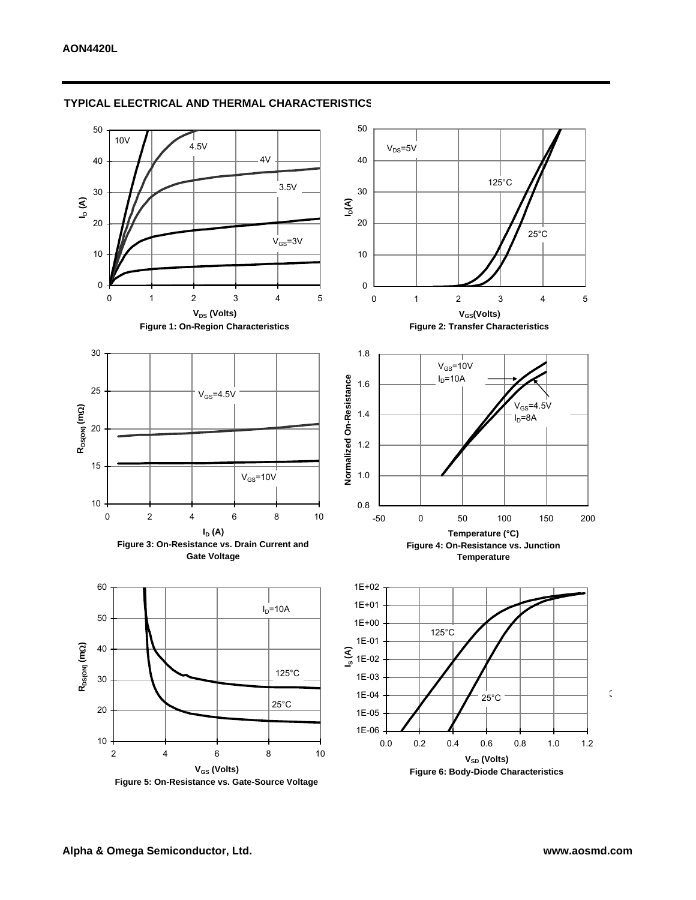## TYPICAL ELECTRICAL AND THERMAL CHARACTERISTICS

50
40
30
20
10
0
$I_D$ (A)
0 1 2 3 4 5
$V_{DS}$ (Volts)
10V
4.5V
4V
3.5V
$V_{GS}$=3V

**Figure 1: On-Region Characteristics**

50
40
30
20
10
0
$I_D$(A)
0 1 2 3 4 5
$V_{GS}$(Volts)
$V_{DS}$=5V
125°C
25°C

**Figure 2: Transfer Characteristics**

30
25
20
15
10
$R_{DS(ON)}$ (mΩ)
0 2 4 6 8 10
$I_D$ (A)
$V_{GS}$=4.5V
$V_{GS}$=10V

**Figure 3: On-Resistance vs. Drain Current and Gate Voltage**

1.8
1.6
1.4
1.2
1.0
0.8
Normalized On-Resistance
-50 0 50 100 150 200
Temperature (°C)
$V_{GS}$=10V
$I_D$=10A
$V_{GS}$=4.5V
$I_D$=8A

**Figure 4: On-Resistance vs. Junction Temperature**

60
50
40
30
20
10
$R_{DS(ON)}$ (mΩ)
2 4 6 8 10
$V_{GS}$ (Volts)
$I_D$=10A
125°C
25°C

**Figure 5: On-Resistance vs. Gate-Source Voltage**

1E+02
1E+01
1E+00
1E-01
1E-02
1E-03
1E-04
1E-05
1E-06
$I_S$ (A)
0.0 0.2 0.4 0.6 0.8 1.0 1.2
$V_{SD}$ (Volts)
125°C
25°C

**Figure 6: Body-Diode Characteristics**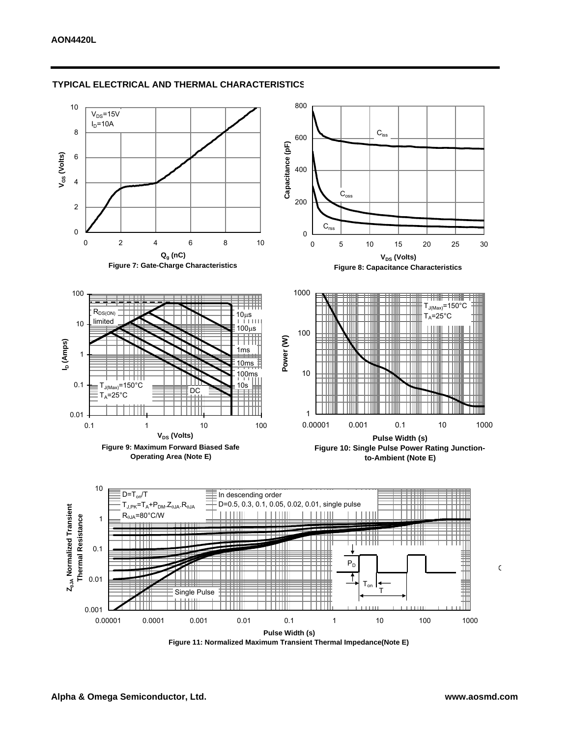## TYPICAL ELECTRICAL AND THERMAL CHARACTERISTICS

$V_{DS}$=15V
$I_D$=10A

10
8
6
4
2
0

$V_{GS}$ (Volts)

0 2 4 6 8 10

$Q_g$ (nC)

Figure 7: Gate-Charge Characteristics

800
600
400
200
0

Capacitance (pF)

$C_{iss}$
$C_{oss}$
$C_{rss}$

0 5 10 15 20 25 30

$V_{DS}$ (Volts)

Figure 8: Capacitance Characteristics

100
10
1
0.1
0.01

$I_D$ (Amps)

$R_{DS(ON)}$ limited

10μs
100μs
1ms
10ms
100ms
10s
DC

$T_{J(Max)}$=150°C
$T_A$=25°C

0.1 1 10 100

$V_{DS}$ (Volts)

Figure 9: Maximum Forward Biased Safe Operating Area (Note E)

1000
100
10
1

Power (W)

$T_{J(Max)}$=150°C
$T_A$=25°C

0.00001 0.001 0.1 10 1000

Pulse Width (s)

Figure 10: Single Pulse Power Rating Junction-to-Ambient (Note E)

10
1
0.1
0.01
0.001

$Z_{\theta JA}$ Normalized Transient Thermal Resistance

D=$T_{on}$/T
$T_{J,PK}$=$T_A$+$P_{DM}$.$Z_{\theta JA}$.$R_{\theta JA}$
$R_{\theta JA}$=80°C/W

In descending order
D=0.5, 0.3, 0.1, 0.05, 0.02, 0.01, single pulse

Single Pulse

$P_D$
$T_{on}$
T

0.00001 0.0001 0.001 0.01 0.1 1 10 100 1000

Pulse Width (s)

Figure 11: Normalized Maximum Transient Thermal Impedance(Note E)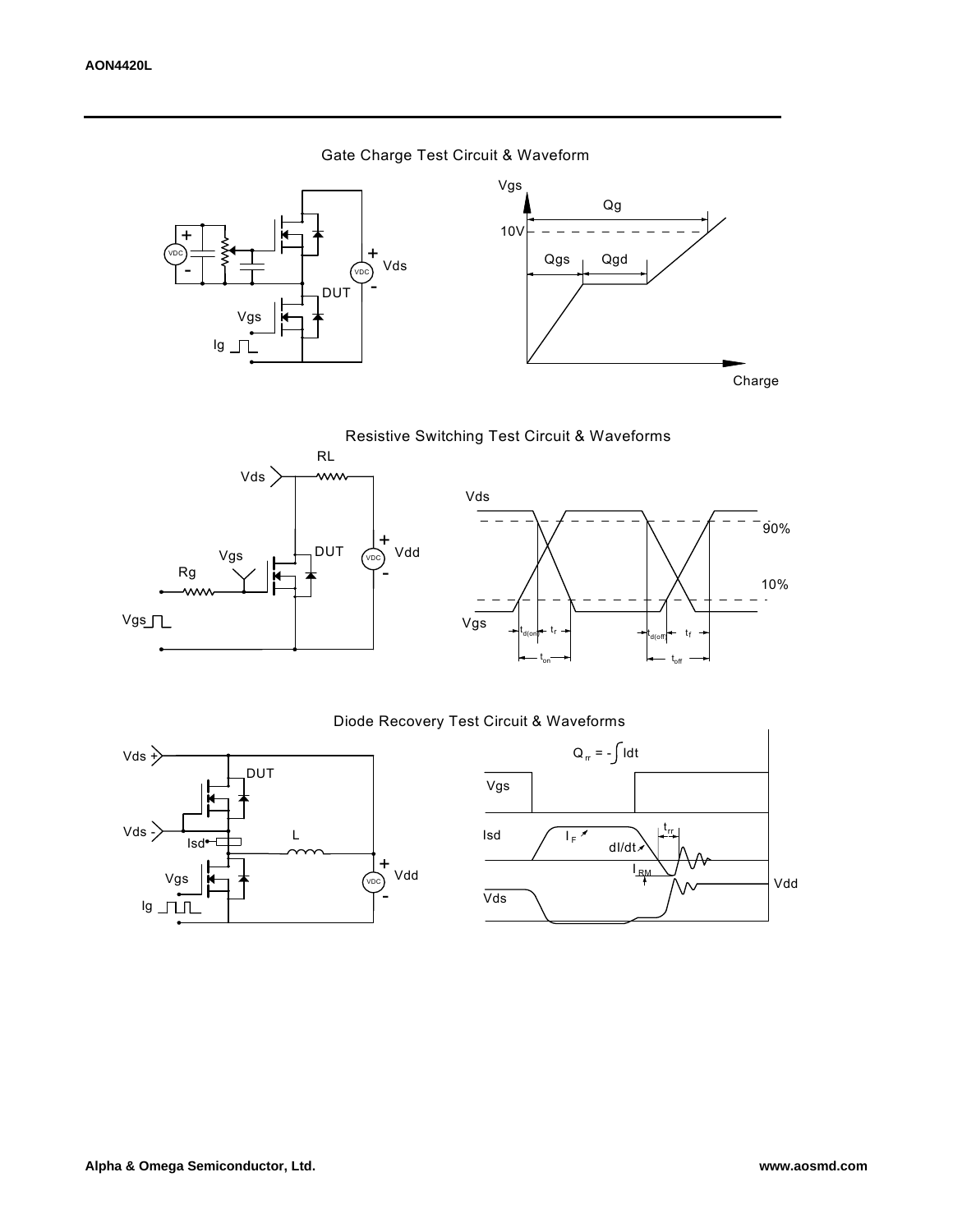## Gate Charge Test Circuit & Waveform

VDC

+

-

VDC

+

Vds

-

DUT

Vgs

Ig

Vgs

Qg

10V

Qgs

Qgd

Charge

## Resistive Switching Test Circuit & Waveforms

RL

Vds

Vgs

DUT

VDC

+

Vdd

-

Rg

Vgs

Vds

90%

10%

Vgs

$t_{d(on)}$

$t_r$

$t_{on}$

$t_{d(off)}$

$t_f$

$t_{off}$

## Diode Recovery Test Circuit & Waveforms

Vds +

DUT

Vds -

Isd

L

Vgs

Ig

VDC

+

Vdd

-

$Q_{rr} = -\int Idt$

Vgs

Isd

$I_F$

$t_{rr}$

dI/dt

$I_{RM}$

Vds

Vdd